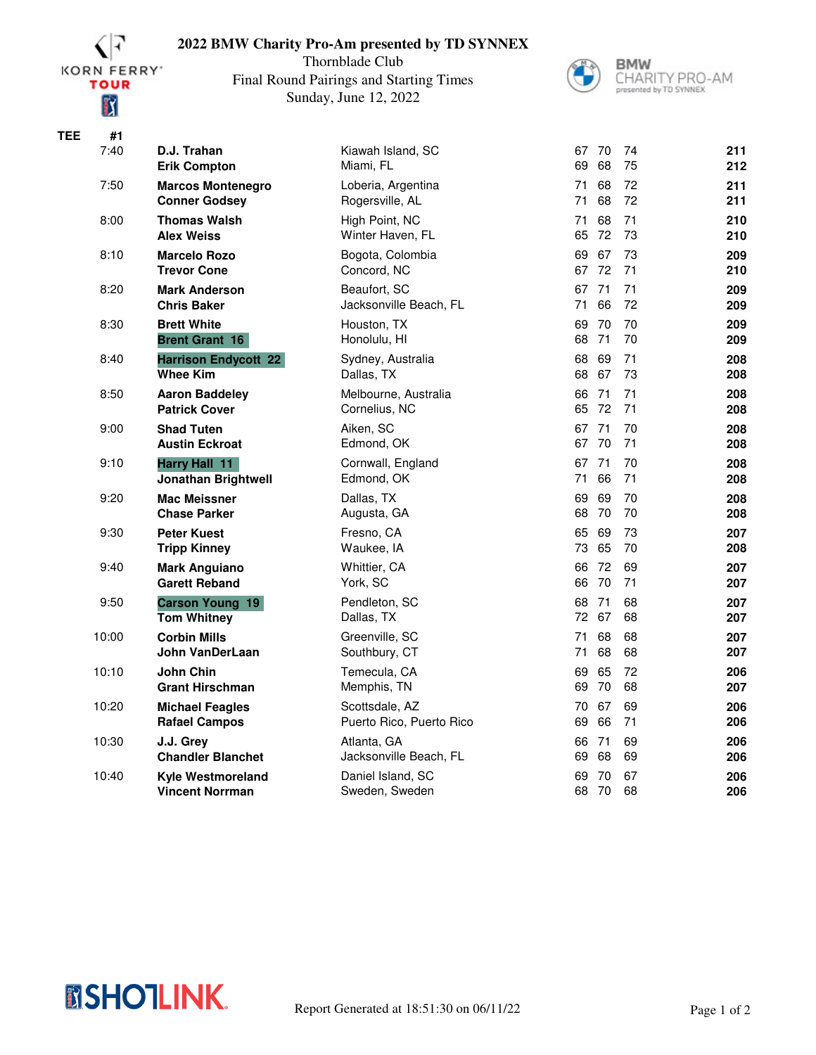# 2022 BMW Charity Pro-Am presented by TD SYNNEX

Thornblade Club
Final Round Pairings and Starting Times
Sunday, June 12, 2022

**TEE #1**

| Time | Player | Hometown | R1 | R2 | R3 | Total |
|---|---|---|---|---|---|---|
| 7:40 | **D.J. Trahan** | Kiawah Island, SC | 67 | 70 | 74 | **211** |
| | **Erik Compton** | Miami, FL | 69 | 68 | 75 | **212** |
| 7:50 | **Marcos Montenegro** | Loberia, Argentina | 71 | 68 | 72 | **211** |
| | **Conner Godsey** | Rogersville, AL | 71 | 68 | 72 | **211** |
| 8:00 | **Thomas Walsh** | High Point, NC | 71 | 68 | 71 | **210** |
| | **Alex Weiss** | Winter Haven, FL | 65 | 72 | 73 | **210** |
| 8:10 | **Marcelo Rozo** | Bogota, Colombia | 69 | 67 | 73 | **209** |
| | **Trevor Cone** | Concord, NC | 67 | 72 | 71 | **210** |
| 8:20 | **Mark Anderson** | Beaufort, SC | 67 | 71 | 71 | **209** |
| | **Chris Baker** | Jacksonville Beach, FL | 71 | 66 | 72 | **209** |
| 8:30 | **Brett White** | Houston, TX | 69 | 70 | 70 | **209** |
| | **Brent Grant 16** | Honolulu, HI | 68 | 71 | 70 | **209** |
| 8:40 | **Harrison Endycott 22** | Sydney, Australia | 68 | 69 | 71 | **208** |
| | **Whee Kim** | Dallas, TX | 68 | 67 | 73 | **208** |
| 8:50 | **Aaron Baddeley** | Melbourne, Australia | 66 | 71 | 71 | **208** |
| | **Patrick Cover** | Cornelius, NC | 65 | 72 | 71 | **208** |
| 9:00 | **Shad Tuten** | Aiken, SC | 67 | 71 | 70 | **208** |
| | **Austin Eckroat** | Edmond, OK | 67 | 70 | 71 | **208** |
| 9:10 | **Harry Hall 11** | Cornwall, England | 67 | 71 | 70 | **208** |
| | **Jonathan Brightwell** | Edmond, OK | 71 | 66 | 71 | **208** |
| 9:20 | **Mac Meissner** | Dallas, TX | 69 | 69 | 70 | **208** |
| | **Chase Parker** | Augusta, GA | 68 | 70 | 70 | **208** |
| 9:30 | **Peter Kuest** | Fresno, CA | 65 | 69 | 73 | **207** |
| | **Tripp Kinney** | Waukee, IA | 73 | 65 | 70 | **208** |
| 9:40 | **Mark Anguiano** | Whittier, CA | 66 | 72 | 69 | **207** |
| | **Garett Reband** | York, SC | 66 | 70 | 71 | **207** |
| 9:50 | **Carson Young 19** | Pendleton, SC | 68 | 71 | 68 | **207** |
| | **Tom Whitney** | Dallas, TX | 72 | 67 | 68 | **207** |
| 10:00 | **Corbin Mills** | Greenville, SC | 71 | 68 | 68 | **207** |
| | **John VanDerLaan** | Southbury, CT | 71 | 68 | 68 | **207** |
| 10:10 | **John Chin** | Temecula, CA | 69 | 65 | 72 | **206** |
| | **Grant Hirschman** | Memphis, TN | 69 | 70 | 68 | **207** |
| 10:20 | **Michael Feagles** | Scottsdale, AZ | 70 | 67 | 69 | **206** |
| | **Rafael Campos** | Puerto Rico, Puerto Rico | 69 | 66 | 71 | **206** |
| 10:30 | **J.J. Grey** | Atlanta, GA | 66 | 71 | 69 | **206** |
| | **Chandler Blanchet** | Jacksonville Beach, FL | 69 | 68 | 69 | **206** |
| 10:40 | **Kyle Westmoreland** | Daniel Island, SC | 69 | 70 | 67 | **206** |
| | **Vincent Norrman** | Sweden, Sweden | 68 | 70 | 68 | **206** |

Report Generated at 18:51:30 on 06/11/22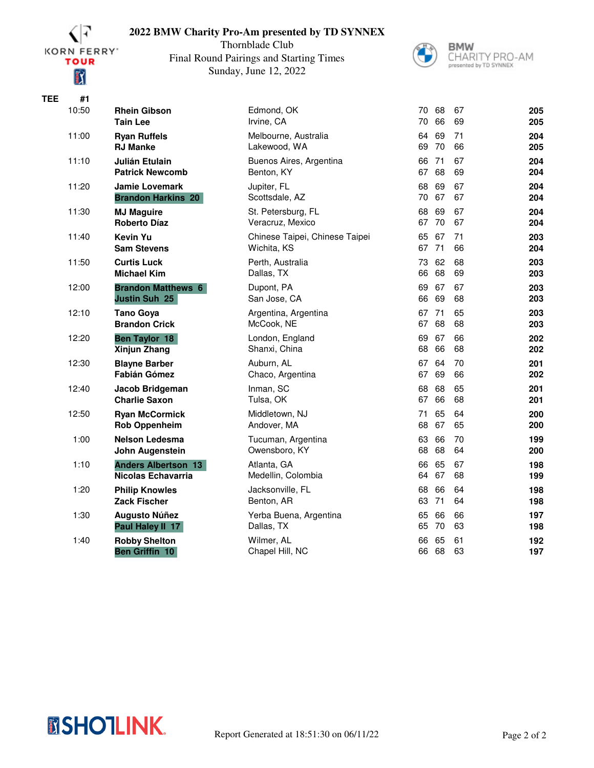# 2022 BMW Charity Pro-Am presented by TD SYNNEX

Thornblade Club
Final Round Pairings and Starting Times
Sunday, June 12, 2022

KORN FERRY TOUR

BMW CHARITY PRO-AM presented by TD SYNNEX

| TEE #1 | Player | Hometown | R1 | R2 | R3 | Total |
|---|---|---|---|---|---|---|
| 10:50 | Rhein Gibson | Edmond, OK | 70 | 68 | 67 | 205 |
| | Tain Lee | Irvine, CA | 70 | 66 | 69 | 205 |
| 11:00 | Ryan Ruffels | Melbourne, Australia | 64 | 69 | 71 | 204 |
| | RJ Manke | Lakewood, WA | 69 | 70 | 66 | 205 |
| 11:10 | Julián Etulain | Buenos Aires, Argentina | 66 | 71 | 67 | 204 |
| | Patrick Newcomb | Benton, KY | 67 | 68 | 69 | 204 |
| 11:20 | Jamie Lovemark | Jupiter, FL | 68 | 69 | 67 | 204 |
| | Brandon Harkins 20 | Scottsdale, AZ | 70 | 67 | 67 | 204 |
| 11:30 | MJ Maguire | St. Petersburg, FL | 68 | 69 | 67 | 204 |
| | Roberto Díaz | Veracruz, Mexico | 67 | 70 | 67 | 204 |
| 11:40 | Kevin Yu | Chinese Taipei, Chinese Taipei | 65 | 67 | 71 | 203 |
| | Sam Stevens | Wichita, KS | 67 | 71 | 66 | 204 |
| 11:50 | Curtis Luck | Perth, Australia | 73 | 62 | 68 | 203 |
| | Michael Kim | Dallas, TX | 66 | 68 | 69 | 203 |
| 12:00 | Brandon Matthews 6 | Dupont, PA | 69 | 67 | 67 | 203 |
| | Justin Suh 25 | San Jose, CA | 66 | 69 | 68 | 203 |
| 12:10 | Tano Goya | Argentina, Argentina | 67 | 71 | 65 | 203 |
| | Brandon Crick | McCook, NE | 67 | 68 | 68 | 203 |
| 12:20 | Ben Taylor 18 | London, England | 69 | 67 | 66 | 202 |
| | Xinjun Zhang | Shanxi, China | 68 | 66 | 68 | 202 |
| 12:30 | Blayne Barber | Auburn, AL | 67 | 64 | 70 | 201 |
| | Fabián Gómez | Chaco, Argentina | 67 | 69 | 66 | 202 |
| 12:40 | Jacob Bridgeman | Inman, SC | 68 | 68 | 65 | 201 |
| | Charlie Saxon | Tulsa, OK | 67 | 66 | 68 | 201 |
| 12:50 | Ryan McCormick | Middletown, NJ | 71 | 65 | 64 | 200 |
| | Rob Oppenheim | Andover, MA | 68 | 67 | 65 | 200 |
| 1:00 | Nelson Ledesma | Tucuman, Argentina | 63 | 66 | 70 | 199 |
| | John Augenstein | Owensboro, KY | 68 | 68 | 64 | 200 |
| 1:10 | Anders Albertson 13 | Atlanta, GA | 66 | 65 | 67 | 198 |
| | Nicolas Echavarria | Medellin, Colombia | 64 | 67 | 68 | 199 |
| 1:20 | Philip Knowles | Jacksonville, FL | 68 | 66 | 64 | 198 |
| | Zack Fischer | Benton, AR | 63 | 71 | 64 | 198 |
| 1:30 | Augusto Núñez | Yerba Buena, Argentina | 65 | 66 | 66 | 197 |
| | Paul Haley II 17 | Dallas, TX | 65 | 70 | 63 | 198 |
| 1:40 | Robby Shelton | Wilmer, AL | 66 | 65 | 61 | 192 |
| | Ben Griffin 10 | Chapel Hill, NC | 66 | 68 | 63 | 197 |

SHOTLINK

Report Generated at 18:51:30 on 06/11/22